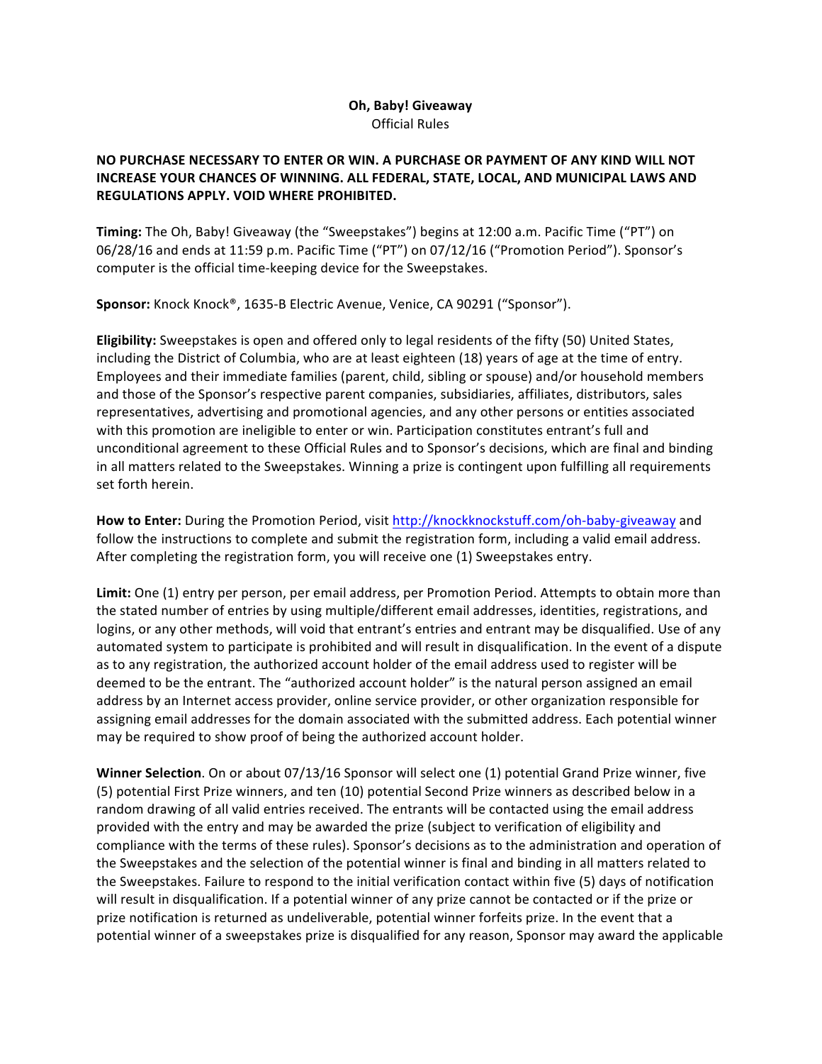# Oh, Baby! Giveaway

Official Rules

**NO PURCHASE NECESSARY TO ENTER OR WIN. A PURCHASE OR PAYMENT OF ANY KIND WILL NOT INCREASE YOUR CHANCES OF WINNING. ALL FEDERAL, STATE, LOCAL, AND MUNICIPAL LAWS AND REGULATIONS APPLY. VOID WHERE PROHIBITED.**

**Timing:** The Oh, Baby! Giveaway (the "Sweepstakes") begins at 12:00 a.m. Pacific Time ("PT") on 06/28/16 and ends at 11:59 p.m. Pacific Time ("PT") on 07/12/16 ("Promotion Period"). Sponsor's computer is the official time-keeping device for the Sweepstakes.

**Sponsor:** Knock Knock®, 1635-B Electric Avenue, Venice, CA 90291 ("Sponsor").

**Eligibility:** Sweepstakes is open and offered only to legal residents of the fifty (50) United States, including the District of Columbia, who are at least eighteen (18) years of age at the time of entry. Employees and their immediate families (parent, child, sibling or spouse) and/or household members and those of the Sponsor's respective parent companies, subsidiaries, affiliates, distributors, sales representatives, advertising and promotional agencies, and any other persons or entities associated with this promotion are ineligible to enter or win. Participation constitutes entrant's full and unconditional agreement to these Official Rules and to Sponsor's decisions, which are final and binding in all matters related to the Sweepstakes. Winning a prize is contingent upon fulfilling all requirements set forth herein.

**How to Enter:** During the Promotion Period, visit http://knockknockstuff.com/oh-baby-giveaway and follow the instructions to complete and submit the registration form, including a valid email address. After completing the registration form, you will receive one (1) Sweepstakes entry.

**Limit:** One (1) entry per person, per email address, per Promotion Period. Attempts to obtain more than the stated number of entries by using multiple/different email addresses, identities, registrations, and logins, or any other methods, will void that entrant's entries and entrant may be disqualified. Use of any automated system to participate is prohibited and will result in disqualification. In the event of a dispute as to any registration, the authorized account holder of the email address used to register will be deemed to be the entrant. The "authorized account holder" is the natural person assigned an email address by an Internet access provider, online service provider, or other organization responsible for assigning email addresses for the domain associated with the submitted address. Each potential winner may be required to show proof of being the authorized account holder.

**Winner Selection**. On or about 07/13/16 Sponsor will select one (1) potential Grand Prize winner, five (5) potential First Prize winners, and ten (10) potential Second Prize winners as described below in a random drawing of all valid entries received. The entrants will be contacted using the email address provided with the entry and may be awarded the prize (subject to verification of eligibility and compliance with the terms of these rules). Sponsor's decisions as to the administration and operation of the Sweepstakes and the selection of the potential winner is final and binding in all matters related to the Sweepstakes. Failure to respond to the initial verification contact within five (5) days of notification will result in disqualification. If a potential winner of any prize cannot be contacted or if the prize or prize notification is returned as undeliverable, potential winner forfeits prize. In the event that a potential winner of a sweepstakes prize is disqualified for any reason, Sponsor may award the applicable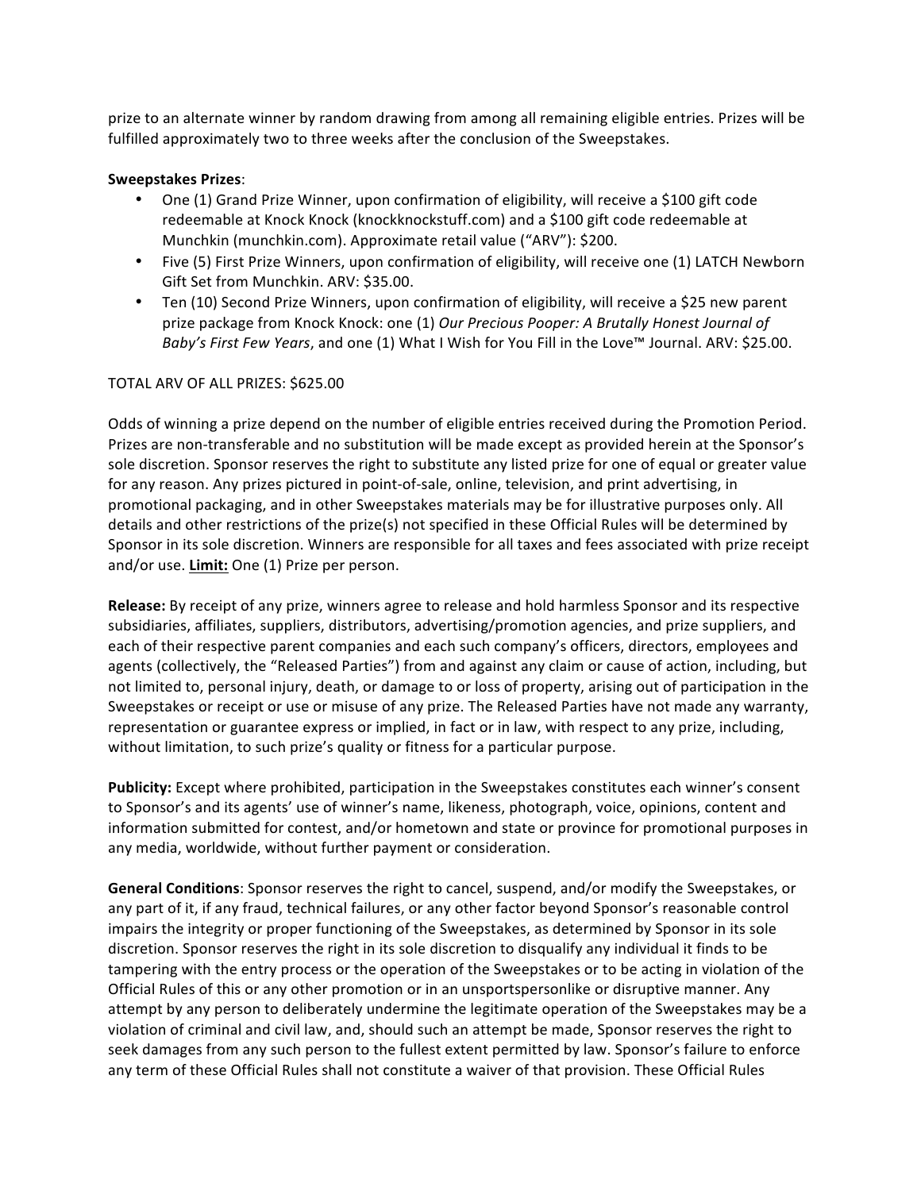prize to an alternate winner by random drawing from among all remaining eligible entries. Prizes will be fulfilled approximately two to three weeks after the conclusion of the Sweepstakes.

**Sweepstakes Prizes**:

- One (1) Grand Prize Winner, upon confirmation of eligibility, will receive a $100 gift code redeemable at Knock Knock (knockknockstuff.com) and a $100 gift code redeemable at Munchkin (munchkin.com). Approximate retail value ("ARV"): $200.
- Five (5) First Prize Winners, upon confirmation of eligibility, will receive one (1) LATCH Newborn Gift Set from Munchkin. ARV: $35.00.
- Ten (10) Second Prize Winners, upon confirmation of eligibility, will receive a $25 new parent prize package from Knock Knock: one (1) *Our Precious Pooper: A Brutally Honest Journal of Baby's First Few Years*, and one (1) What I Wish for You Fill in the Love™ Journal. ARV: $25.00.

TOTAL ARV OF ALL PRIZES: $625.00

Odds of winning a prize depend on the number of eligible entries received during the Promotion Period. Prizes are non-transferable and no substitution will be made except as provided herein at the Sponsor's sole discretion. Sponsor reserves the right to substitute any listed prize for one of equal or greater value for any reason. Any prizes pictured in point-of-sale, online, television, and print advertising, in promotional packaging, and in other Sweepstakes materials may be for illustrative purposes only. All details and other restrictions of the prize(s) not specified in these Official Rules will be determined by Sponsor in its sole discretion. Winners are responsible for all taxes and fees associated with prize receipt and/or use. **Limit:** One (1) Prize per person.

**Release:** By receipt of any prize, winners agree to release and hold harmless Sponsor and its respective subsidiaries, affiliates, suppliers, distributors, advertising/promotion agencies, and prize suppliers, and each of their respective parent companies and each such company's officers, directors, employees and agents (collectively, the "Released Parties") from and against any claim or cause of action, including, but not limited to, personal injury, death, or damage to or loss of property, arising out of participation in the Sweepstakes or receipt or use or misuse of any prize. The Released Parties have not made any warranty, representation or guarantee express or implied, in fact or in law, with respect to any prize, including, without limitation, to such prize's quality or fitness for a particular purpose.

**Publicity:** Except where prohibited, participation in the Sweepstakes constitutes each winner's consent to Sponsor's and its agents' use of winner's name, likeness, photograph, voice, opinions, content and information submitted for contest, and/or hometown and state or province for promotional purposes in any media, worldwide, without further payment or consideration.

**General Conditions**: Sponsor reserves the right to cancel, suspend, and/or modify the Sweepstakes, or any part of it, if any fraud, technical failures, or any other factor beyond Sponsor's reasonable control impairs the integrity or proper functioning of the Sweepstakes, as determined by Sponsor in its sole discretion. Sponsor reserves the right in its sole discretion to disqualify any individual it finds to be tampering with the entry process or the operation of the Sweepstakes or to be acting in violation of the Official Rules of this or any other promotion or in an unsportspersonlike or disruptive manner. Any attempt by any person to deliberately undermine the legitimate operation of the Sweepstakes may be a violation of criminal and civil law, and, should such an attempt be made, Sponsor reserves the right to seek damages from any such person to the fullest extent permitted by law. Sponsor's failure to enforce any term of these Official Rules shall not constitute a waiver of that provision. These Official Rules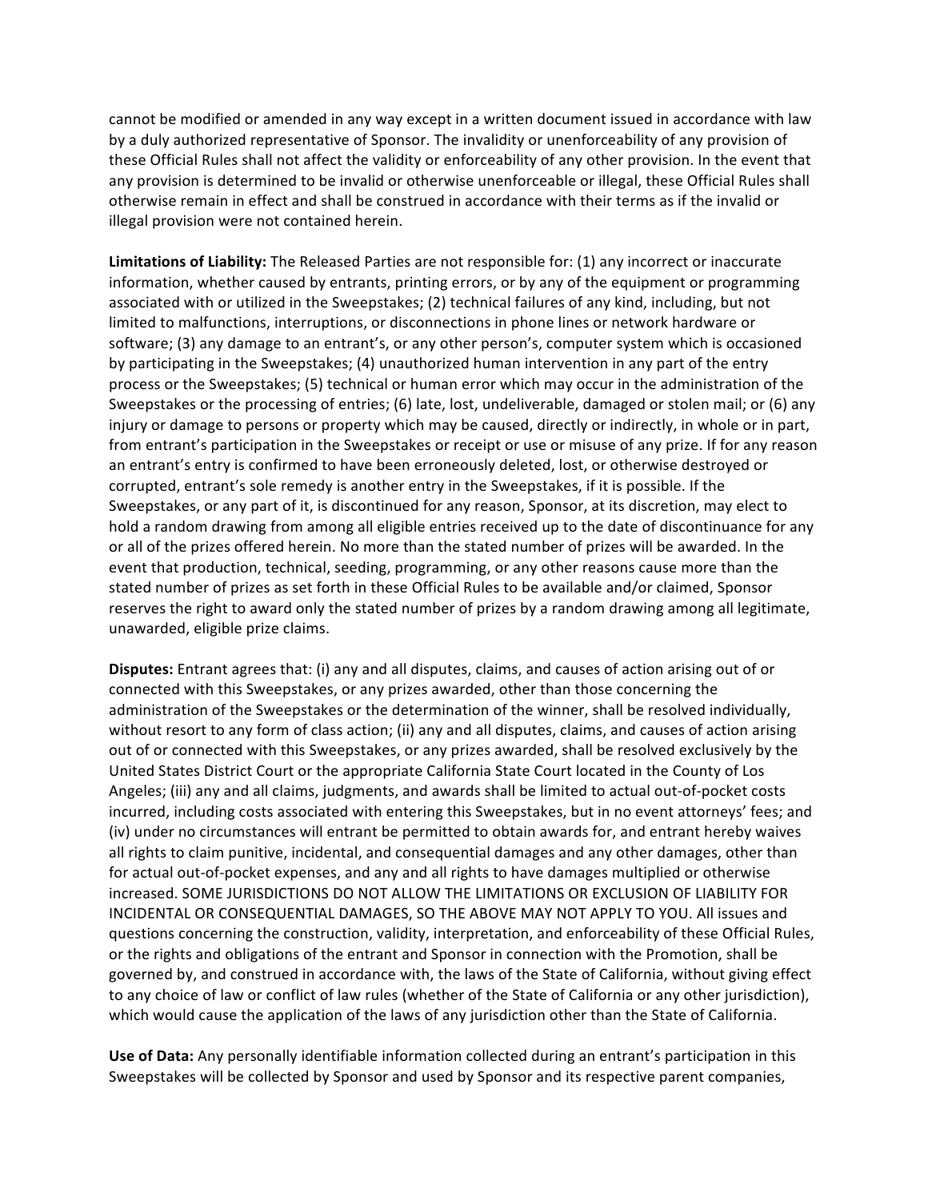cannot be modified or amended in any way except in a written document issued in accordance with law by a duly authorized representative of Sponsor. The invalidity or unenforceability of any provision of these Official Rules shall not affect the validity or enforceability of any other provision. In the event that any provision is determined to be invalid or otherwise unenforceable or illegal, these Official Rules shall otherwise remain in effect and shall be construed in accordance with their terms as if the invalid or illegal provision were not contained herein.

**Limitations of Liability:** The Released Parties are not responsible for: (1) any incorrect or inaccurate information, whether caused by entrants, printing errors, or by any of the equipment or programming associated with or utilized in the Sweepstakes; (2) technical failures of any kind, including, but not limited to malfunctions, interruptions, or disconnections in phone lines or network hardware or software; (3) any damage to an entrant's, or any other person's, computer system which is occasioned by participating in the Sweepstakes; (4) unauthorized human intervention in any part of the entry process or the Sweepstakes; (5) technical or human error which may occur in the administration of the Sweepstakes or the processing of entries; (6) late, lost, undeliverable, damaged or stolen mail; or (6) any injury or damage to persons or property which may be caused, directly or indirectly, in whole or in part, from entrant's participation in the Sweepstakes or receipt or use or misuse of any prize. If for any reason an entrant's entry is confirmed to have been erroneously deleted, lost, or otherwise destroyed or corrupted, entrant's sole remedy is another entry in the Sweepstakes, if it is possible. If the Sweepstakes, or any part of it, is discontinued for any reason, Sponsor, at its discretion, may elect to hold a random drawing from among all eligible entries received up to the date of discontinuance for any or all of the prizes offered herein. No more than the stated number of prizes will be awarded. In the event that production, technical, seeding, programming, or any other reasons cause more than the stated number of prizes as set forth in these Official Rules to be available and/or claimed, Sponsor reserves the right to award only the stated number of prizes by a random drawing among all legitimate, unawarded, eligible prize claims.

**Disputes:** Entrant agrees that: (i) any and all disputes, claims, and causes of action arising out of or connected with this Sweepstakes, or any prizes awarded, other than those concerning the administration of the Sweepstakes or the determination of the winner, shall be resolved individually, without resort to any form of class action; (ii) any and all disputes, claims, and causes of action arising out of or connected with this Sweepstakes, or any prizes awarded, shall be resolved exclusively by the United States District Court or the appropriate California State Court located in the County of Los Angeles; (iii) any and all claims, judgments, and awards shall be limited to actual out-of-pocket costs incurred, including costs associated with entering this Sweepstakes, but in no event attorneys' fees; and (iv) under no circumstances will entrant be permitted to obtain awards for, and entrant hereby waives all rights to claim punitive, incidental, and consequential damages and any other damages, other than for actual out-of-pocket expenses, and any and all rights to have damages multiplied or otherwise increased. SOME JURISDICTIONS DO NOT ALLOW THE LIMITATIONS OR EXCLUSION OF LIABILITY FOR INCIDENTAL OR CONSEQUENTIAL DAMAGES, SO THE ABOVE MAY NOT APPLY TO YOU. All issues and questions concerning the construction, validity, interpretation, and enforceability of these Official Rules, or the rights and obligations of the entrant and Sponsor in connection with the Promotion, shall be governed by, and construed in accordance with, the laws of the State of California, without giving effect to any choice of law or conflict of law rules (whether of the State of California or any other jurisdiction), which would cause the application of the laws of any jurisdiction other than the State of California.

**Use of Data:** Any personally identifiable information collected during an entrant's participation in this Sweepstakes will be collected by Sponsor and used by Sponsor and its respective parent companies,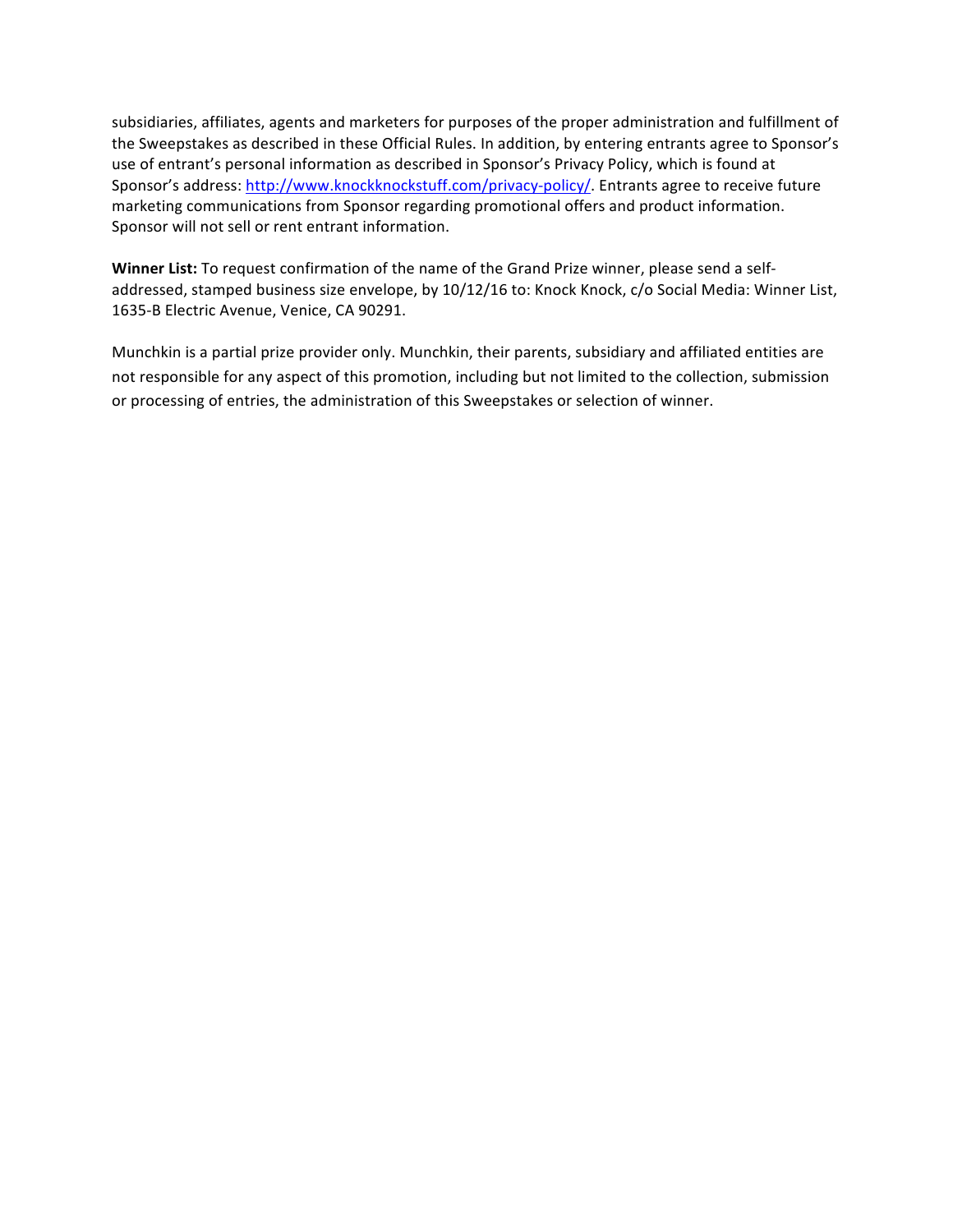subsidiaries, affiliates, agents and marketers for purposes of the proper administration and fulfillment of the Sweepstakes as described in these Official Rules. In addition, by entering entrants agree to Sponsor's use of entrant's personal information as described in Sponsor's Privacy Policy, which is found at Sponsor's address: http://www.knockknockstuff.com/privacy-policy/. Entrants agree to receive future marketing communications from Sponsor regarding promotional offers and product information. Sponsor will not sell or rent entrant information.

**Winner List:** To request confirmation of the name of the Grand Prize winner, please send a self-addressed, stamped business size envelope, by 10/12/16 to: Knock Knock, c/o Social Media: Winner List, 1635-B Electric Avenue, Venice, CA 90291.

Munchkin is a partial prize provider only. Munchkin, their parents, subsidiary and affiliated entities are not responsible for any aspect of this promotion, including but not limited to the collection, submission or processing of entries, the administration of this Sweepstakes or selection of winner.